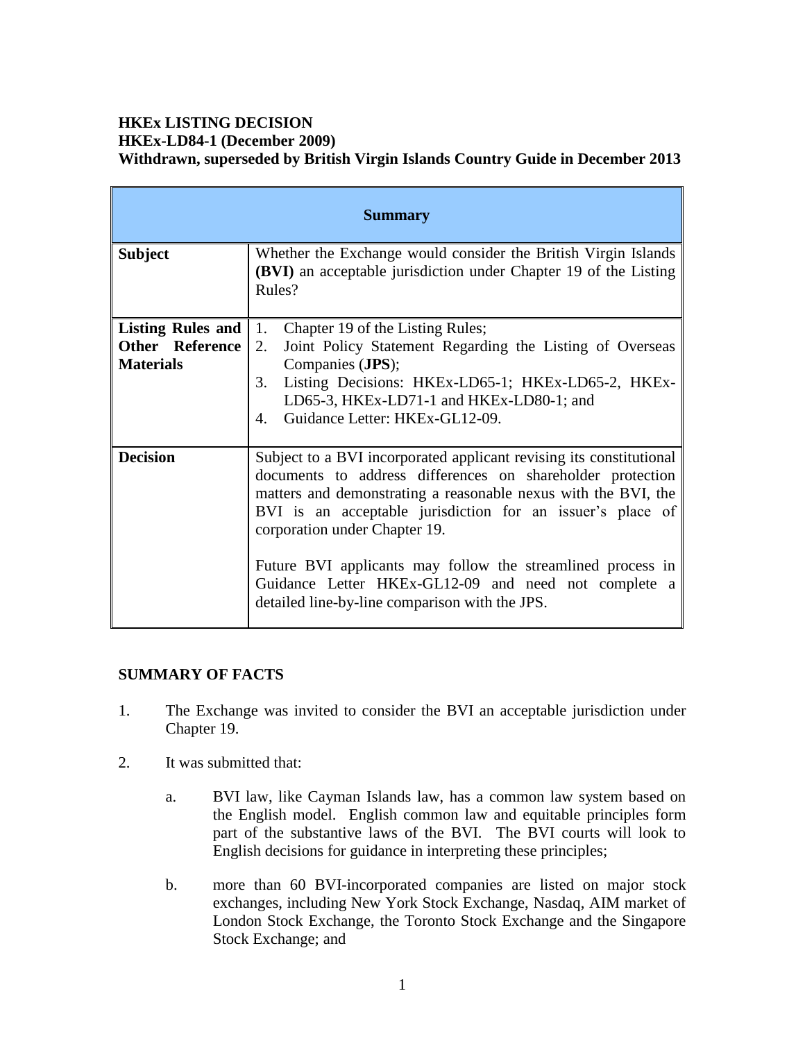**HKEx LISTING DECISION**
**HKEx-LD84-1 (December 2009)**
**Withdrawn, superseded by British Virgin Islands Country Guide in December 2013**

| **Summary** | |
|---|---|
| **Subject** | Whether the Exchange would consider the British Virgin Islands **(BVI)** an acceptable jurisdiction under Chapter 19 of the Listing Rules? |
| **Listing Rules and Other Reference Materials** | 1. Chapter 19 of the Listing Rules;<br>2. Joint Policy Statement Regarding the Listing of Overseas Companies (**JPS**);<br>3. Listing Decisions: HKEx-LD65-1; HKEx-LD65-2, HKEx-LD65-3, HKEx-LD71-1 and HKEx-LD80-1; and<br>4. Guidance Letter: HKEx-GL12-09. |
| **Decision** | Subject to a BVI incorporated applicant revising its constitutional documents to address differences on shareholder protection matters and demonstrating a reasonable nexus with the BVI, the BVI is an acceptable jurisdiction for an issuer's place of corporation under Chapter 19.<br><br>Future BVI applicants may follow the streamlined process in Guidance Letter HKEx-GL12-09 and need not complete a detailed line-by-line comparison with the JPS. |

## SUMMARY OF FACTS

1. The Exchange was invited to consider the BVI an acceptable jurisdiction under Chapter 19.

2. It was submitted that:

   a. BVI law, like Cayman Islands law, has a common law system based on the English model. English common law and equitable principles form part of the substantive laws of the BVI. The BVI courts will look to English decisions for guidance in interpreting these principles;

   b. more than 60 BVI-incorporated companies are listed on major stock exchanges, including New York Stock Exchange, Nasdaq, AIM market of London Stock Exchange, the Toronto Stock Exchange and the Singapore Stock Exchange; and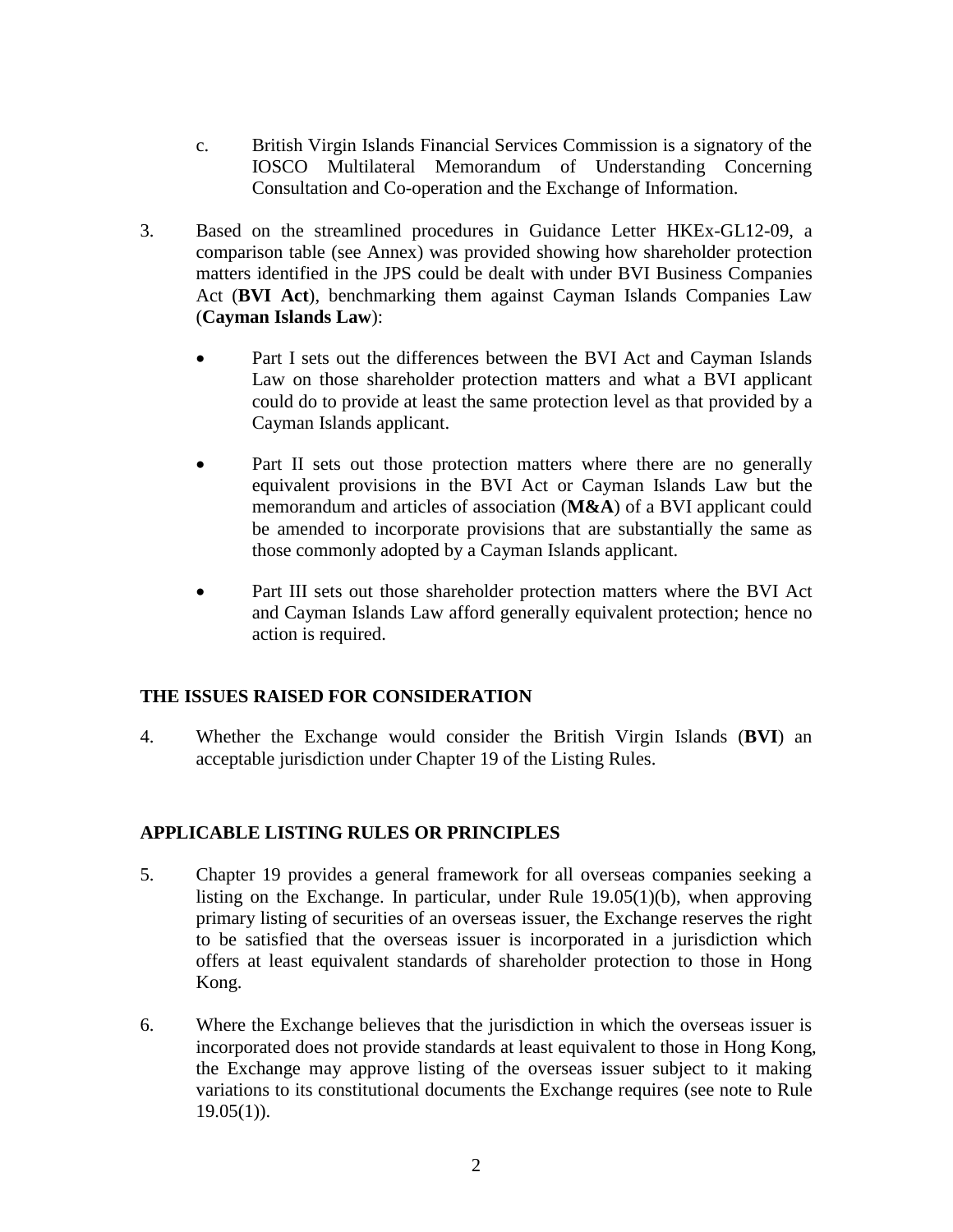c. British Virgin Islands Financial Services Commission is a signatory of the IOSCO Multilateral Memorandum of Understanding Concerning Consultation and Co-operation and the Exchange of Information.

3. Based on the streamlined procedures in Guidance Letter HKEx-GL12-09, a comparison table (see Annex) was provided showing how shareholder protection matters identified in the JPS could be dealt with under BVI Business Companies Act (**BVI Act**), benchmarking them against Cayman Islands Companies Law (**Cayman Islands Law**):

   - Part I sets out the differences between the BVI Act and Cayman Islands Law on those shareholder protection matters and what a BVI applicant could do to provide at least the same protection level as that provided by a Cayman Islands applicant.

   - Part II sets out those protection matters where there are no generally equivalent provisions in the BVI Act or Cayman Islands Law but the memorandum and articles of association (**M&A**) of a BVI applicant could be amended to incorporate provisions that are substantially the same as those commonly adopted by a Cayman Islands applicant.

   - Part III sets out those shareholder protection matters where the BVI Act and Cayman Islands Law afford generally equivalent protection; hence no action is required.

## THE ISSUES RAISED FOR CONSIDERATION

4. Whether the Exchange would consider the British Virgin Islands (**BVI**) an acceptable jurisdiction under Chapter 19 of the Listing Rules.

## APPLICABLE LISTING RULES OR PRINCIPLES

5. Chapter 19 provides a general framework for all overseas companies seeking a listing on the Exchange. In particular, under Rule 19.05(1)(b), when approving primary listing of securities of an overseas issuer, the Exchange reserves the right to be satisfied that the overseas issuer is incorporated in a jurisdiction which offers at least equivalent standards of shareholder protection to those in Hong Kong.

6. Where the Exchange believes that the jurisdiction in which the overseas issuer is incorporated does not provide standards at least equivalent to those in Hong Kong, the Exchange may approve listing of the overseas issuer subject to it making variations to its constitutional documents the Exchange requires (see note to Rule 19.05(1)).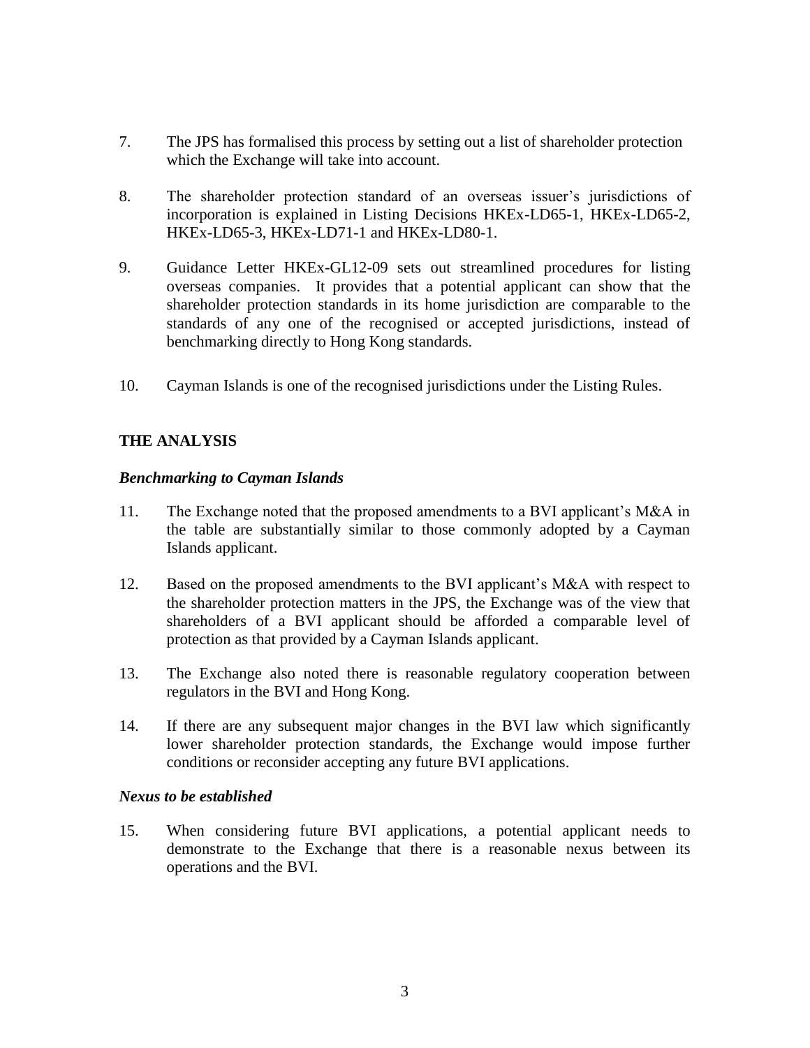7. The JPS has formalised this process by setting out a list of shareholder protection which the Exchange will take into account.

8. The shareholder protection standard of an overseas issuer's jurisdictions of incorporation is explained in Listing Decisions HKEx-LD65-1, HKEx-LD65-2, HKEx-LD65-3, HKEx-LD71-1 and HKEx-LD80-1.

9. Guidance Letter HKEx-GL12-09 sets out streamlined procedures for listing overseas companies. It provides that a potential applicant can show that the shareholder protection standards in its home jurisdiction are comparable to the standards of any one of the recognised or accepted jurisdictions, instead of benchmarking directly to Hong Kong standards.

10. Cayman Islands is one of the recognised jurisdictions under the Listing Rules.

## THE ANALYSIS

### *Benchmarking to Cayman Islands*

11. The Exchange noted that the proposed amendments to a BVI applicant's M&A in the table are substantially similar to those commonly adopted by a Cayman Islands applicant.

12. Based on the proposed amendments to the BVI applicant's M&A with respect to the shareholder protection matters in the JPS, the Exchange was of the view that shareholders of a BVI applicant should be afforded a comparable level of protection as that provided by a Cayman Islands applicant.

13. The Exchange also noted there is reasonable regulatory cooperation between regulators in the BVI and Hong Kong.

14. If there are any subsequent major changes in the BVI law which significantly lower shareholder protection standards, the Exchange would impose further conditions or reconsider accepting any future BVI applications.

### *Nexus to be established*

15. When considering future BVI applications, a potential applicant needs to demonstrate to the Exchange that there is a reasonable nexus between its operations and the BVI.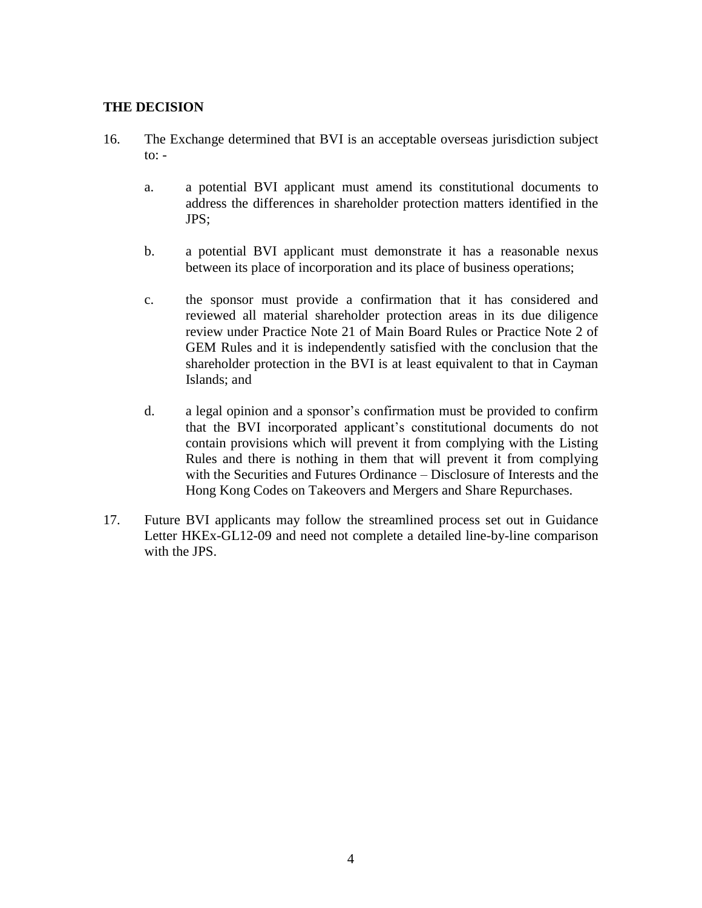## THE DECISION

16. The Exchange determined that BVI is an acceptable overseas jurisdiction subject to: -

    a. a potential BVI applicant must amend its constitutional documents to address the differences in shareholder protection matters identified in the JPS;

    b. a potential BVI applicant must demonstrate it has a reasonable nexus between its place of incorporation and its place of business operations;

    c. the sponsor must provide a confirmation that it has considered and reviewed all material shareholder protection areas in its due diligence review under Practice Note 21 of Main Board Rules or Practice Note 2 of GEM Rules and it is independently satisfied with the conclusion that the shareholder protection in the BVI is at least equivalent to that in Cayman Islands; and

    d. a legal opinion and a sponsor's confirmation must be provided to confirm that the BVI incorporated applicant's constitutional documents do not contain provisions which will prevent it from complying with the Listing Rules and there is nothing in them that will prevent it from complying with the Securities and Futures Ordinance – Disclosure of Interests and the Hong Kong Codes on Takeovers and Mergers and Share Repurchases.

17. Future BVI applicants may follow the streamlined process set out in Guidance Letter HKEx-GL12-09 and need not complete a detailed line-by-line comparison with the JPS.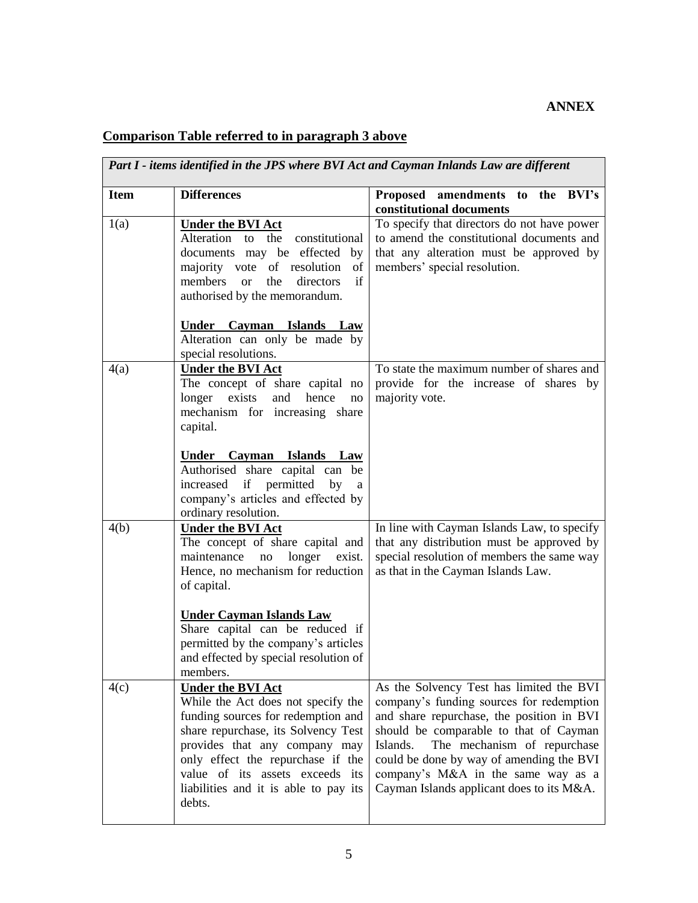**ANNEX**

## Comparison Table referred to in paragraph 3 above

| *Part I - items identified in the JPS where BVI Act and Cayman Inlands Law are different* | | |
|---|---|---|
| **Item** | **Differences** | **Proposed amendments to the BVI's constitutional documents** |
| 1(a) | **Under the BVI Act**<br>Alteration to the constitutional documents may be effected by majority vote of resolution of members or the directors if authorised by the memorandum.<br><br>**Under Cayman Islands Law**<br>Alteration can only be made by special resolutions. | To specify that directors do not have power to amend the constitutional documents and that any alteration must be approved by members' special resolution. |
| 4(a) | **Under the BVI Act**<br>The concept of share capital no longer exists and hence no mechanism for increasing share capital.<br><br>**Under Cayman Islands Law**<br>Authorised share capital can be increased if permitted by a company's articles and effected by ordinary resolution. | To state the maximum number of shares and provide for the increase of shares by majority vote. |
| 4(b) | **Under the BVI Act**<br>The concept of share capital and maintenance no longer exist. Hence, no mechanism for reduction of capital.<br><br>**Under Cayman Islands Law**<br>Share capital can be reduced if permitted by the company's articles and effected by special resolution of members. | In line with Cayman Islands Law, to specify that any distribution must be approved by special resolution of members the same way as that in the Cayman Islands Law. |
| 4(c) | **Under the BVI Act**<br>While the Act does not specify the funding sources for redemption and share repurchase, its Solvency Test provides that any company may only effect the repurchase if the value of its assets exceeds its liabilities and it is able to pay its debts. | As the Solvency Test has limited the BVI company's funding sources for redemption and share repurchase, the position in BVI should be comparable to that of Cayman Islands. The mechanism of repurchase could be done by way of amending the BVI company's M&A in the same way as a Cayman Islands applicant does to its M&A. |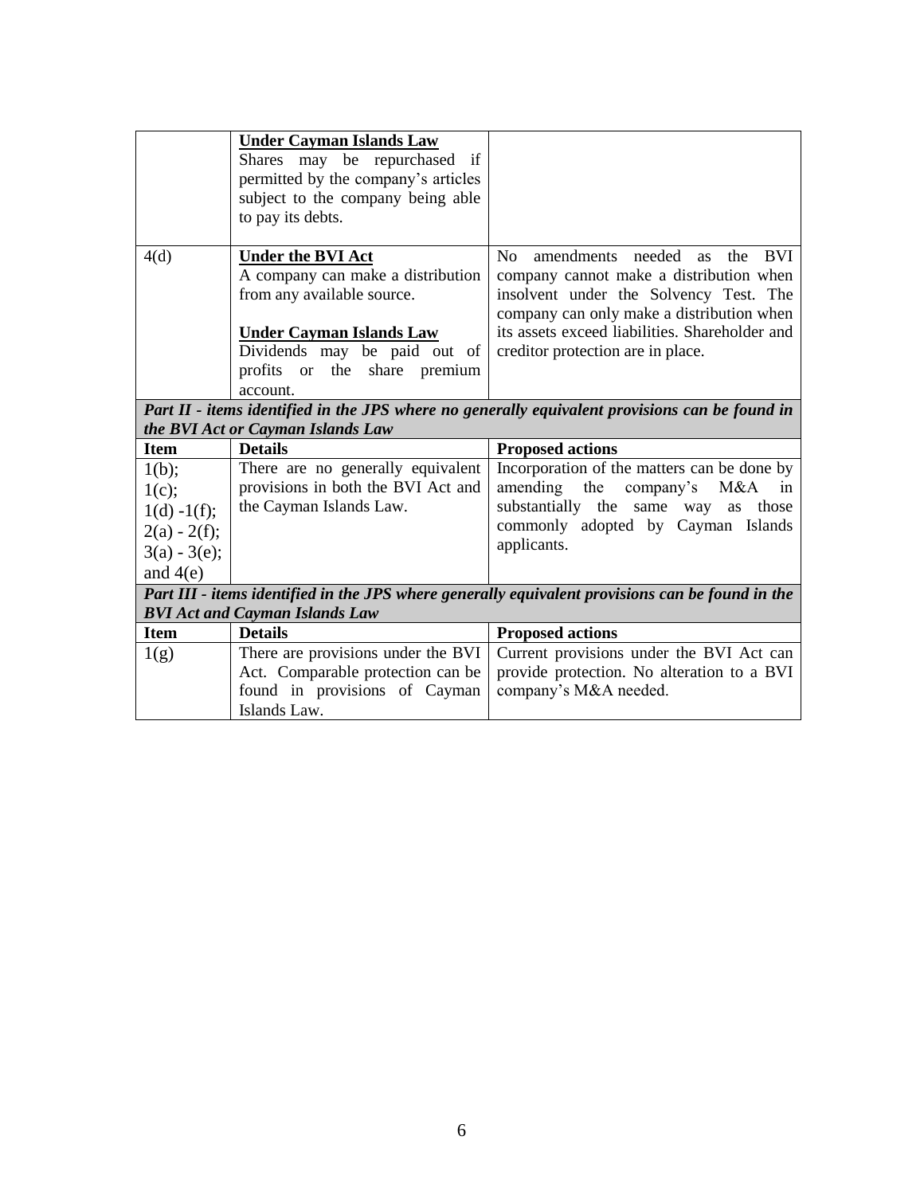| | | |
|---|---|---|
| | **Under Cayman Islands Law**<br>Shares may be repurchased if permitted by the company's articles subject to the company being able to pay its debts. | |
| 4(d) | **Under the BVI Act**<br>A company can make a distribution from any available source.<br><br>**Under Cayman Islands Law**<br>Dividends may be paid out of profits or the share premium account. | No amendments needed as the BVI company cannot make a distribution when insolvent under the Solvency Test. The company can only make a distribution when its assets exceed liabilities. Shareholder and creditor protection are in place. |
| ***Part II - items identified in the JPS where no generally equivalent provisions can be found in the BVI Act or Cayman Islands Law*** | | |
| **Item** | **Details** | **Proposed actions** |
| 1(b);<br>1(c);<br>1(d) -1(f);<br>2(a) - 2(f);<br>3(a) - 3(e);<br>and 4(e) | There are no generally equivalent provisions in both the BVI Act and the Cayman Islands Law. | Incorporation of the matters can be done by amending the company's M&A in substantially the same way as those commonly adopted by Cayman Islands applicants. |
| ***Part III - items identified in the JPS where generally equivalent provisions can be found in the BVI Act and Cayman Islands Law*** | | |
| **Item** | **Details** | **Proposed actions** |
| 1(g) | There are provisions under the BVI Act. Comparable protection can be found in provisions of Cayman Islands Law. | Current provisions under the BVI Act can provide protection. No alteration to a BVI company's M&A needed. |